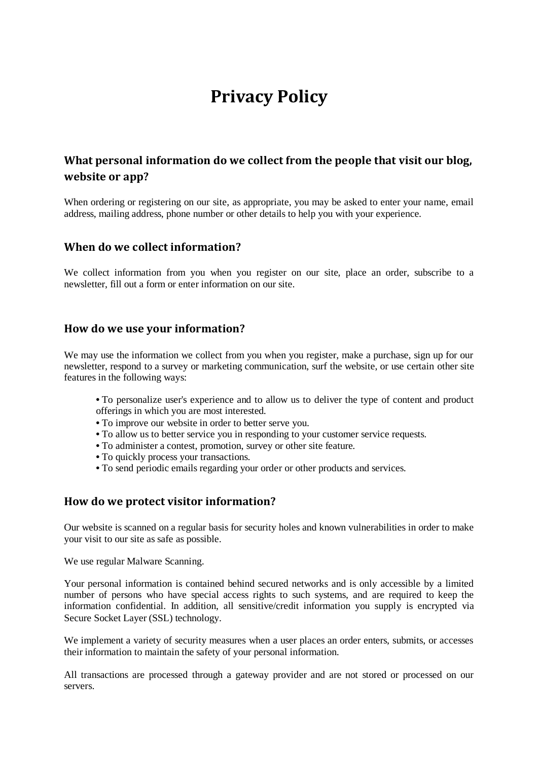# Privacy Policy

## What personal information do we collect from the people that visit our blog, website or app?

When ordering or registering on our site, as appropriate, you may be asked to enter your name, email address, mailing address, phone number or other details to help you with your experience.

## When do we collect information?

We collect information from you when you register on our site, place an order, subscribe to a newsletter, fill out a form or enter information on our site.

## How do we use your information?

We may use the information we collect from you when you register, make a purchase, sign up for our newsletter, respond to a survey or marketing communication, surf the website, or use certain other site features in the following ways:

- To personalize user's experience and to allow us to deliver the type of content and product offerings in which you are most interested.
- To improve our website in order to better serve you.
- To allow us to better service you in responding to your customer service requests.
- To administer a contest, promotion, survey or other site feature.
- To quickly process your transactions.
- To send periodic emails regarding your order or other products and services.

## How do we protect visitor information?

Our website is scanned on a regular basis for security holes and known vulnerabilities in order to make your visit to our site as safe as possible.

We use regular Malware Scanning.

Your personal information is contained behind secured networks and is only accessible by a limited number of persons who have special access rights to such systems, and are required to keep the information confidential. In addition, all sensitive/credit information you supply is encrypted via Secure Socket Layer (SSL) technology.

We implement a variety of security measures when a user places an order enters, submits, or accesses their information to maintain the safety of your personal information.

All transactions are processed through a gateway provider and are not stored or processed on our servers.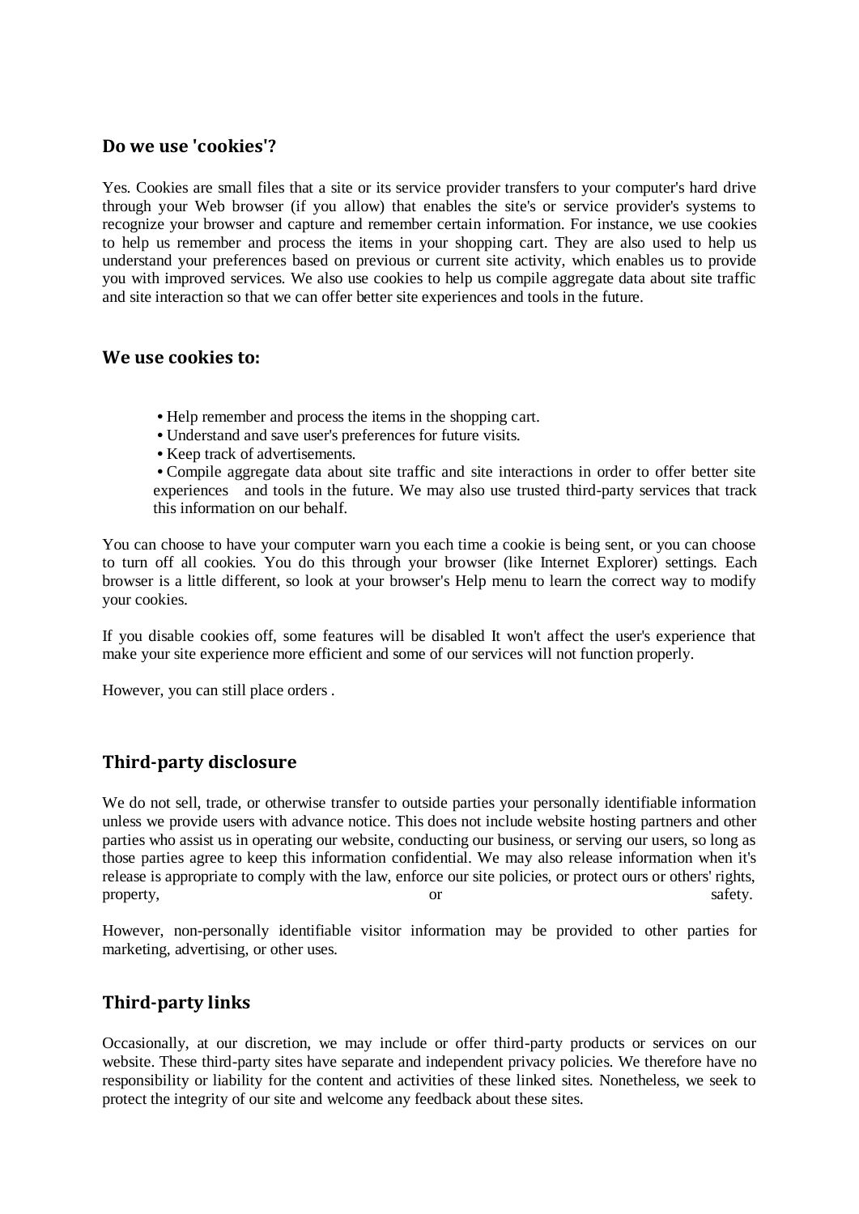## Do we use 'cookies'?

Yes. Cookies are small files that a site or its service provider transfers to your computer's hard drive through your Web browser (if you allow) that enables the site's or service provider's systems to recognize your browser and capture and remember certain information. For instance, we use cookies to help us remember and process the items in your shopping cart. They are also used to help us understand your preferences based on previous or current site activity, which enables us to provide you with improved services. We also use cookies to help us compile aggregate data about site traffic and site interaction so that we can offer better site experiences and tools in the future.

## We use cookies to:

- Help remember and process the items in the shopping cart.
- Understand and save user's preferences for future visits.
- Keep track of advertisements.
- Compile aggregate data about site traffic and site interactions in order to offer better site experiences and tools in the future. We may also use trusted third-party services that track this information on our behalf.

You can choose to have your computer warn you each time a cookie is being sent, or you can choose to turn off all cookies. You do this through your browser (like Internet Explorer) settings. Each browser is a little different, so look at your browser's Help menu to learn the correct way to modify your cookies.

If you disable cookies off, some features will be disabled It won't affect the user's experience that make your site experience more efficient and some of our services will not function properly.

However, you can still place orders .

## Third-party disclosure

We do not sell, trade, or otherwise transfer to outside parties your personally identifiable information unless we provide users with advance notice. This does not include website hosting partners and other parties who assist us in operating our website, conducting our business, or serving our users, so long as those parties agree to keep this information confidential. We may also release information when it's release is appropriate to comply with the law, enforce our site policies, or protect ours or others' rights, property, or safety.

However, non-personally identifiable visitor information may be provided to other parties for marketing, advertising, or other uses.

## Third-party links

Occasionally, at our discretion, we may include or offer third-party products or services on our website. These third-party sites have separate and independent privacy policies. We therefore have no responsibility or liability for the content and activities of these linked sites. Nonetheless, we seek to protect the integrity of our site and welcome any feedback about these sites.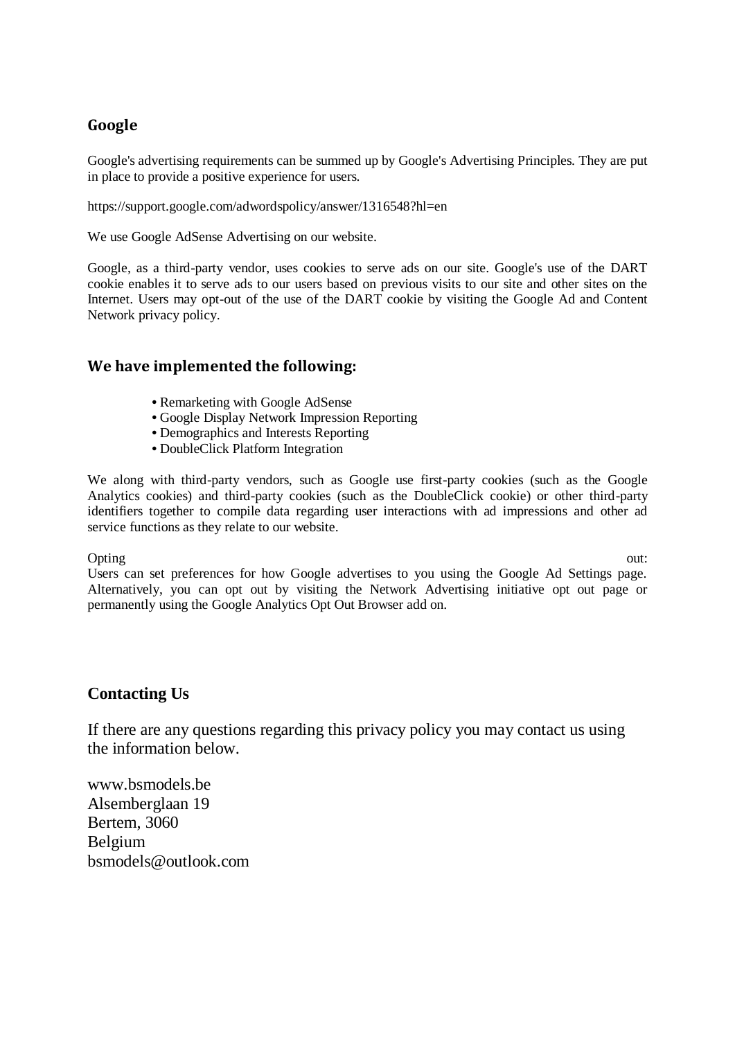## Google

Google's advertising requirements can be summed up by Google's Advertising Principles. They are put in place to provide a positive experience for users.

https://support.google.com/adwordspolicy/answer/1316548?hl=en

We use Google AdSense Advertising on our website.

Google, as a third-party vendor, uses cookies to serve ads on our site. Google's use of the DART cookie enables it to serve ads to our users based on previous visits to our site and other sites on the Internet. Users may opt-out of the use of the DART cookie by visiting the Google Ad and Content Network privacy policy.

## We have implemented the following:

- Remarketing with Google AdSense
- Google Display Network Impression Reporting
- Demographics and Interests Reporting
- DoubleClick Platform Integration

We along with third-party vendors, such as Google use first-party cookies (such as the Google Analytics cookies) and third-party cookies (such as the DoubleClick cookie) or other third-party identifiers together to compile data regarding user interactions with ad impressions and other ad service functions as they relate to our website.

Opting out:
Users can set preferences for how Google advertises to you using the Google Ad Settings page. Alternatively, you can opt out by visiting the Network Advertising initiative opt out page or permanently using the Google Analytics Opt Out Browser add on.

## Contacting Us

If there are any questions regarding this privacy policy you may contact us using the information below.

www.bsmodels.be
Alsemberglaan 19
Bertem, 3060
Belgium
bsmodels@outlook.com